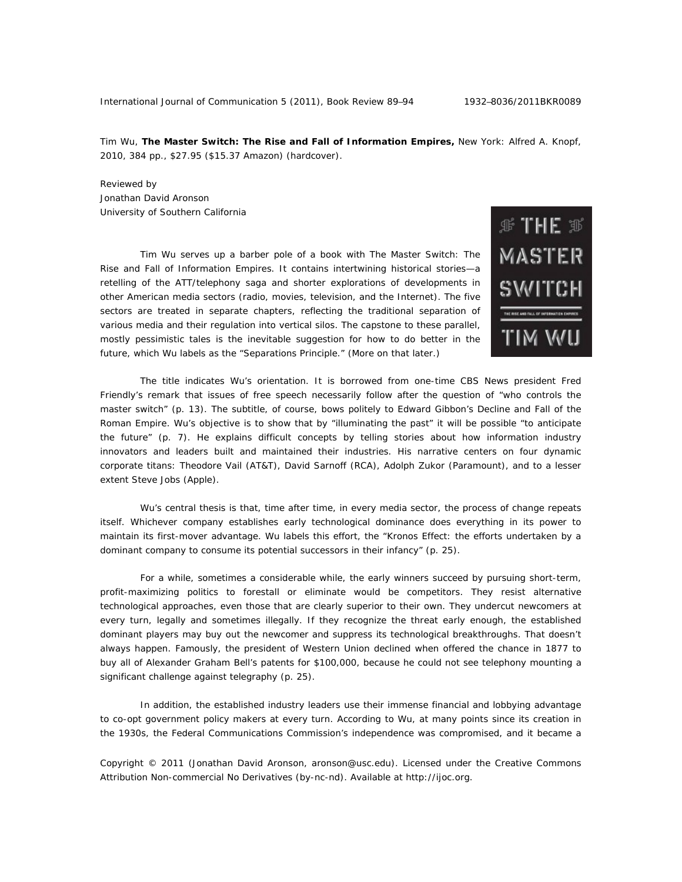Tim Wu, **The Master Switch: The Rise and Fall of Information Empires,** New York: Alfred A. Knopf, 2010, 384 pp., $27.95 ($15.37 Amazon) (hardcover).

Reviewed by
Jonathan David Aronson
University of Southern California

Tim Wu serves up a barber pole of a book with The Master Switch: The Rise and Fall of Information Empires. It contains intertwining historical stories—a retelling of the ATT/telephony saga and shorter explorations of developments in other American media sectors (radio, movies, television, and the Internet). The five sectors are treated in separate chapters, reflecting the traditional separation of various media and their regulation into vertical silos. The capstone to these parallel, mostly pessimistic tales is the inevitable suggestion for how to do better in the future, which Wu labels as the "Separations Principle." (More on that later.)

The title indicates Wu's orientation. It is borrowed from one-time CBS News president Fred Friendly's remark that issues of free speech necessarily follow after the question of "who controls the master switch" (p. 13). The subtitle, of course, bows politely to Edward Gibbon's Decline and Fall of the Roman Empire. Wu's objective is to show that by "illuminating the past" it will be possible "to anticipate the future" (p. 7). He explains difficult concepts by telling stories about how information industry innovators and leaders built and maintained their industries. His narrative centers on four dynamic corporate titans: Theodore Vail (AT&T), David Sarnoff (RCA), Adolph Zukor (Paramount), and to a lesser extent Steve Jobs (Apple).

Wu's central thesis is that, time after time, in every media sector, the process of change repeats itself. Whichever company establishes early technological dominance does everything in its power to maintain its first-mover advantage. Wu labels this effort, the "Kronos Effect: the efforts undertaken by a dominant company to consume its potential successors in their infancy" (p. 25).

For a while, sometimes a considerable while, the early winners succeed by pursuing short-term, profit-maximizing politics to forestall or eliminate would be competitors. They resist alternative technological approaches, even those that are clearly superior to their own. They undercut newcomers at every turn, legally and sometimes illegally. If they recognize the threat early enough, the established dominant players may buy out the newcomer and suppress its technological breakthroughs. That doesn't always happen. Famously, the president of Western Union declined when offered the chance in 1877 to buy all of Alexander Graham Bell's patents for $100,000, because he could not see telephony mounting a significant challenge against telegraphy (p. 25).

In addition, the established industry leaders use their immense financial and lobbying advantage to co-opt government policy makers at every turn. According to Wu, at many points since its creation in the 1930s, the Federal Communications Commission's independence was compromised, and it became a

Copyright © 2011 (Jonathan David Aronson, aronson@usc.edu). Licensed under the Creative Commons Attribution Non-commercial No Derivatives (by-nc-nd). Available at http://ijoc.org.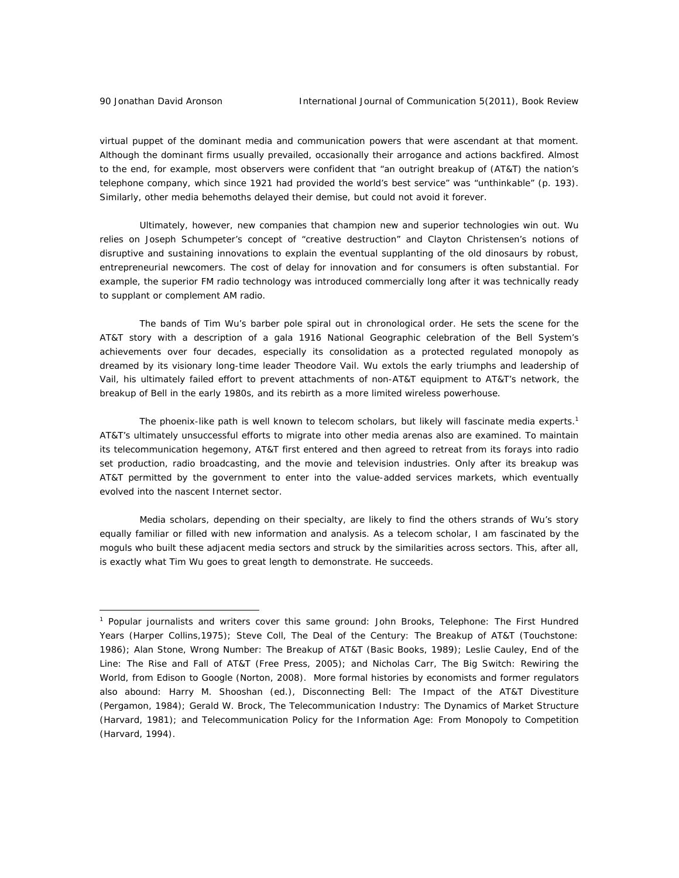virtual puppet of the dominant media and communication powers that were ascendant at that moment. Although the dominant firms usually prevailed, occasionally their arrogance and actions backfired. Almost to the end, for example, most observers were confident that "an outright breakup of (AT&T) the nation's telephone company, which since 1921 had provided the world's best service" was "unthinkable" (p. 193). Similarly, other media behemoths delayed their demise, but could not avoid it forever.

Ultimately, however, new companies that champion new and superior technologies win out. Wu relies on Joseph Schumpeter's concept of "creative destruction" and Clayton Christensen's notions of disruptive and sustaining innovations to explain the eventual supplanting of the old dinosaurs by robust, entrepreneurial newcomers. The cost of delay for innovation and for consumers is often substantial. For example, the superior FM radio technology was introduced commercially long after it was technically ready to supplant or complement AM radio.

The bands of Tim Wu's barber pole spiral out in chronological order. He sets the scene for the AT&T story with a description of a gala 1916 National Geographic celebration of the Bell System's achievements over four decades, especially its consolidation as a protected regulated monopoly as dreamed by its visionary long-time leader Theodore Vail. Wu extols the early triumphs and leadership of Vail, his ultimately failed effort to prevent attachments of non-AT&T equipment to AT&T's network, the breakup of Bell in the early 1980s, and its rebirth as a more limited wireless powerhouse.

The phoenix-like path is well known to telecom scholars, but likely will fascinate media experts.[1] AT&T's ultimately unsuccessful efforts to migrate into other media arenas also are examined. To maintain its telecommunication hegemony, AT&T first entered and then agreed to retreat from its forays into radio set production, radio broadcasting, and the movie and television industries. Only after its breakup was AT&T permitted by the government to enter into the value-added services markets, which eventually evolved into the nascent Internet sector.

Media scholars, depending on their specialty, are likely to find the others strands of Wu's story equally familiar or filled with new information and analysis. As a telecom scholar, I am fascinated by the moguls who built these adjacent media sectors and struck by the similarities across sectors. This, after all, is exactly what Tim Wu goes to great length to demonstrate. He succeeds.

---

[1] Popular journalists and writers cover this same ground: John Brooks, *Telephone: The First Hundred Years* (Harper Collins,1975); Steve Coll, *The Deal of the Century: The Breakup of AT&T* (Touchstone: 1986); Alan Stone, *Wrong Number: The Breakup of AT&T* (Basic Books, 1989); Leslie Cauley, *End of the Line: The Rise and Fall of AT&T* (Free Press, 2005); and Nicholas Carr, *The Big Switch: Rewiring the World, from Edison to Google* (Norton, 2008). More formal histories by economists and former regulators also abound: Harry M. Shooshan (ed.), *Disconnecting Bell: The Impact of the AT&T Divestiture* (Pergamon, 1984); Gerald W. Brock, *The Telecommunication Industry: The Dynamics of Market Structure* (Harvard, 1981); and *Telecommunication Policy for the Information Age: From Monopoly to Competition* (Harvard, 1994).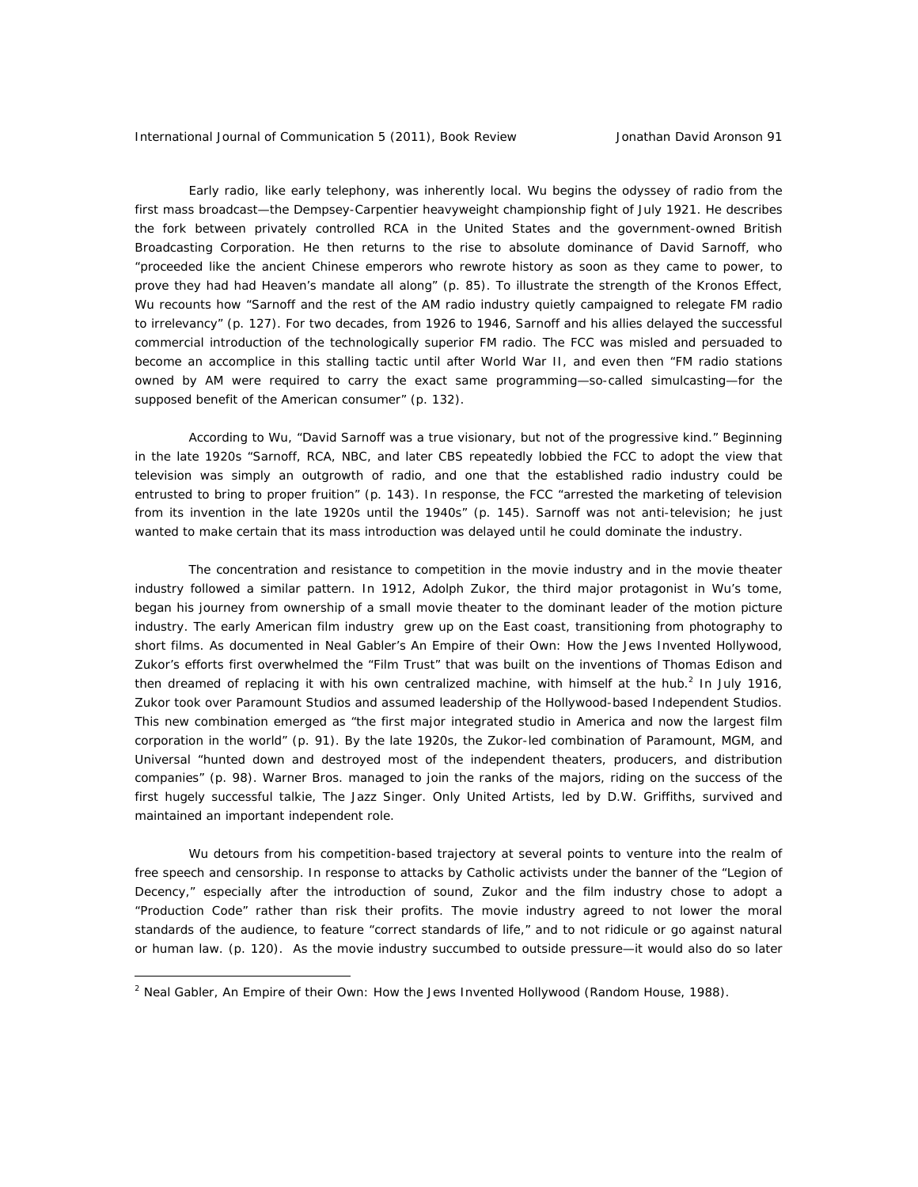Early radio, like early telephony, was inherently local. Wu begins the odyssey of radio from the first mass broadcast—the Dempsey-Carpentier heavyweight championship fight of July 1921. He describes the fork between privately controlled RCA in the United States and the government-owned British Broadcasting Corporation. He then returns to the rise to absolute dominance of David Sarnoff, who "proceeded like the ancient Chinese emperors who rewrote history as soon as they came to power, to prove they had had Heaven's mandate all along" (p. 85). To illustrate the strength of the Kronos Effect, Wu recounts how "Sarnoff and the rest of the AM radio industry quietly campaigned to relegate FM radio to irrelevancy" (p. 127). For two decades, from 1926 to 1946, Sarnoff and his allies delayed the successful commercial introduction of the technologically superior FM radio. The FCC was misled and persuaded to become an accomplice in this stalling tactic until after World War II, and even then "FM radio stations owned by AM were required to carry the exact same programming—so-called simulcasting—for the supposed benefit of the American consumer" (p. 132).

According to Wu, "David Sarnoff was a true visionary, but not of the progressive kind." Beginning in the late 1920s "Sarnoff, RCA, NBC, and later CBS repeatedly lobbied the FCC to adopt the view that television was simply an outgrowth of radio, and one that the established radio industry could be entrusted to bring to proper fruition" (p. 143). In response, the FCC "arrested the marketing of television from its invention in the late 1920s until the 1940s" (p. 145). Sarnoff was not anti-television; he just wanted to make certain that its mass introduction was delayed until he could dominate the industry.

The concentration and resistance to competition in the movie industry and in the movie theater industry followed a similar pattern. In 1912, Adolph Zukor, the third major protagonist in Wu's tome, began his journey from ownership of a small movie theater to the dominant leader of the motion picture industry. The early American film industry grew up on the East coast, transitioning from photography to short films. As documented in Neal Gabler's *An Empire of their Own: How the Jews Invented Hollywood*, Zukor's efforts first overwhelmed the "Film Trust" that was built on the inventions of Thomas Edison and then dreamed of replacing it with his own centralized machine, with himself at the hub.[2] In July 1916, Zukor took over Paramount Studios and assumed leadership of the Hollywood-based Independent Studios. This new combination emerged as "the first major integrated studio in America and now the largest film corporation in the world" (p. 91). By the late 1920s, the Zukor-led combination of Paramount, MGM, and Universal "hunted down and destroyed most of the independent theaters, producers, and distribution companies" (p. 98). Warner Bros. managed to join the ranks of the majors, riding on the success of the first hugely successful talkie, *The Jazz Singer*. Only United Artists, led by D.W. Griffiths, survived and maintained an important independent role.

Wu detours from his competition-based trajectory at several points to venture into the realm of free speech and censorship. In response to attacks by Catholic activists under the banner of the "Legion of Decency," especially after the introduction of sound, Zukor and the film industry chose to adopt a "Production Code" rather than risk their profits. The movie industry agreed to not lower the moral standards of the audience, to feature "correct standards of life," and to not ridicule or go against natural or human law. (p. 120). As the movie industry succumbed to outside pressure—it would also do so later

[2] Neal Gabler, *An Empire of their Own: How the Jews Invented Hollywood* (Random House, 1988).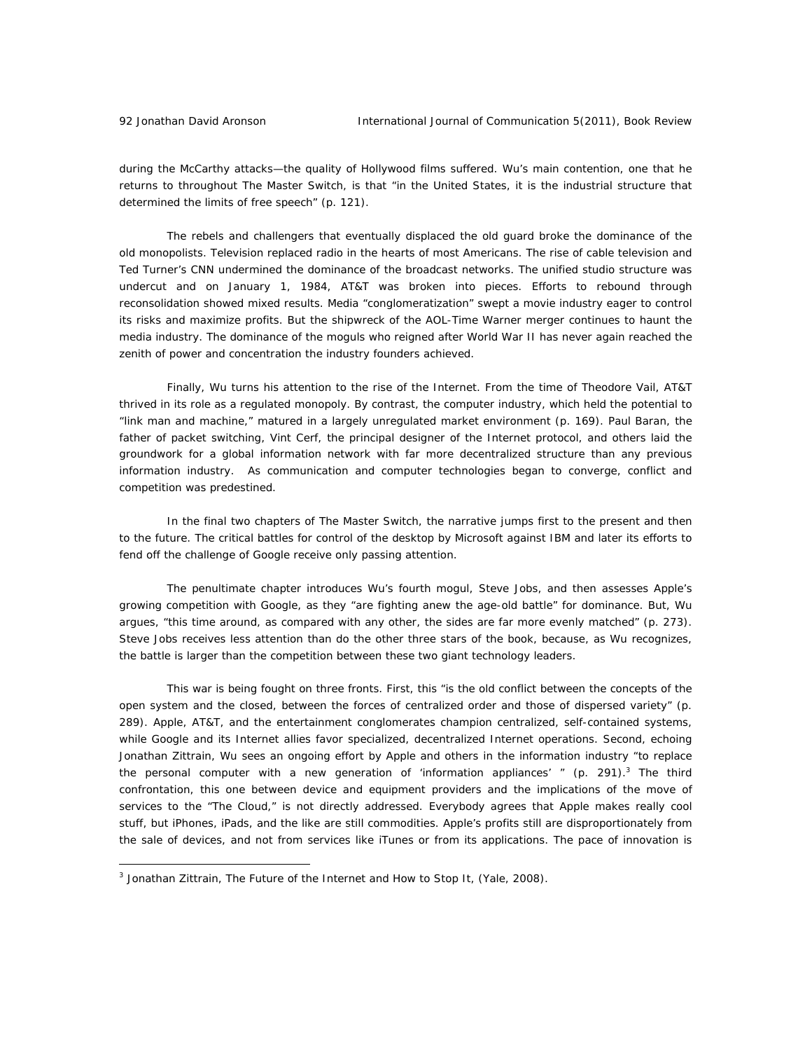during the McCarthy attacks—the quality of Hollywood films suffered. Wu's main contention, one that he returns to throughout *The Master Switch*, is that "in the United States, it is the industrial structure that determined the limits of free speech" (p. 121).

The rebels and challengers that eventually displaced the old guard broke the dominance of the old monopolists. Television replaced radio in the hearts of most Americans. The rise of cable television and Ted Turner's CNN undermined the dominance of the broadcast networks. The unified studio structure was undercut and on January 1, 1984, AT&T was broken into pieces. Efforts to rebound through reconsolidation showed mixed results. Media "conglomeratization" swept a movie industry eager to control its risks and maximize profits. But the shipwreck of the AOL-Time Warner merger continues to haunt the media industry. The dominance of the moguls who reigned after World War II has never again reached the zenith of power and concentration the industry founders achieved.

Finally, Wu turns his attention to the rise of the Internet. From the time of Theodore Vail, AT&T thrived in its role as a regulated monopoly. By contrast, the computer industry, which held the potential to "link man and machine," matured in a largely unregulated market environment (p. 169). Paul Baran, the father of packet switching, Vint Cerf, the principal designer of the Internet protocol, and others laid the groundwork for a global information network with far more decentralized structure than any previous information industry. As communication and computer technologies began to converge, conflict and competition was predestined.

In the final two chapters of *The Master Switch*, the narrative jumps first to the present and then to the future. The critical battles for control of the desktop by Microsoft against IBM and later its efforts to fend off the challenge of Google receive only passing attention.

The penultimate chapter introduces Wu's fourth mogul, Steve Jobs, and then assesses Apple's growing competition with Google, as they "are fighting anew the age-old battle" for dominance. But, Wu argues, "this time around, as compared with any other, the sides are far more evenly matched" (p. 273). Steve Jobs receives less attention than do the other three stars of the book, because, as Wu recognizes, the battle is larger than the competition between these two giant technology leaders.

This war is being fought on three fronts. First, this "is the old conflict between the concepts of the open system and the closed, between the forces of centralized order and those of dispersed variety" (p. 289). Apple, AT&T, and the entertainment conglomerates champion centralized, self-contained systems, while Google and its Internet allies favor specialized, decentralized Internet operations. Second, echoing Jonathan Zittrain, Wu sees an ongoing effort by Apple and others in the information industry "to replace the personal computer with a new generation of 'information appliances' " (p. 291).[3] The third confrontation, this one between device and equipment providers and the implications of the move of services to the "The Cloud," is not directly addressed. Everybody agrees that Apple makes really cool stuff, but iPhones, iPads, and the like are still commodities. Apple's profits still are disproportionately from the sale of devices, and not from services like iTunes or from its applications. The pace of innovation is

[3] Jonathan Zittrain, *The Future of the Internet and How to Stop It*, (Yale, 2008).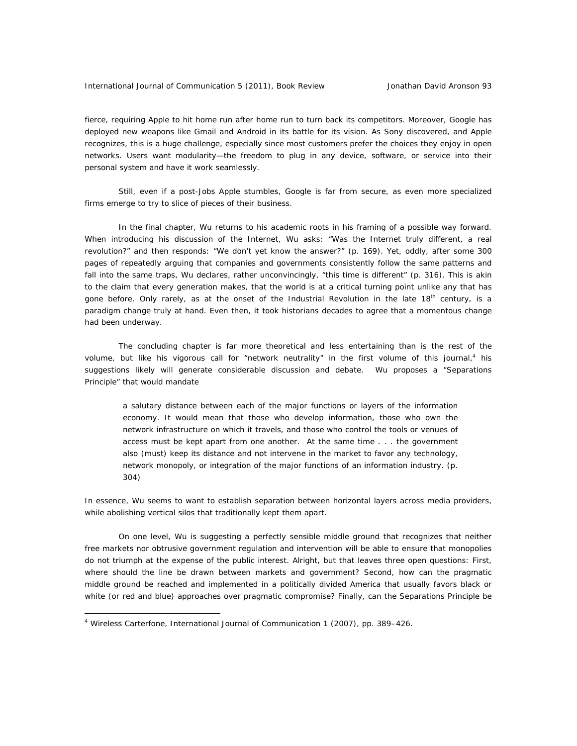fierce, requiring Apple to hit home run after home run to turn back its competitors. Moreover, Google has deployed new weapons like Gmail and Android in its battle for its vision. As Sony discovered, and Apple recognizes, this is a huge challenge, especially since most customers prefer the choices they enjoy in open networks. Users want modularity—the freedom to plug in any device, software, or service into their personal system and have it work seamlessly.

Still, even if a post-Jobs Apple stumbles, Google is far from secure, as even more specialized firms emerge to try to slice of pieces of their business.

In the final chapter, Wu returns to his academic roots in his framing of a possible way forward. When introducing his discussion of the Internet, Wu asks: "Was the Internet truly different, a real revolution?" and then responds: "We don't yet know the answer?" (p. 169). Yet, oddly, after some 300 pages of repeatedly arguing that companies and governments consistently follow the same patterns and fall into the same traps, Wu declares, rather unconvincingly, "this time is different" (p. 316). This is akin to the claim that every generation makes, that the world is at a critical turning point unlike any that has gone before. Only rarely, as at the onset of the Industrial Revolution in the late 18th century, is a paradigm change truly at hand. Even then, it took historians decades to agree that a momentous change had been underway.

The concluding chapter is far more theoretical and less entertaining than is the rest of the volume, but like his vigorous call for "network neutrality" in the first volume of this journal,[4] his suggestions likely will generate considerable discussion and debate. Wu proposes a "Separations Principle" that would mandate

> a salutary distance between each of the major functions or layers of the information economy. It would mean that those who develop information, those who own the network infrastructure on which it travels, and those who control the tools or venues of access must be kept apart from one another. At the same time . . . the government also (must) keep its distance and not intervene in the market to favor any technology, network monopoly, or integration of the major functions of an information industry. (p. 304)

In essence, Wu seems to want to establish separation between horizontal layers across media providers, while abolishing vertical silos that traditionally kept them apart.

On one level, Wu is suggesting a perfectly sensible middle ground that recognizes that neither free markets nor obtrusive government regulation and intervention will be able to ensure that monopolies do not triumph at the expense of the public interest. Alright, but that leaves three open questions: First, where should the line be drawn between markets and government? Second, how can the pragmatic middle ground be reached and implemented in a politically divided America that usually favors black or white (or red and blue) approaches over pragmatic compromise? Finally, can the Separations Principle be

[4] Wireless Carterfone, International Journal of Communication 1 (2007), pp. 389–426.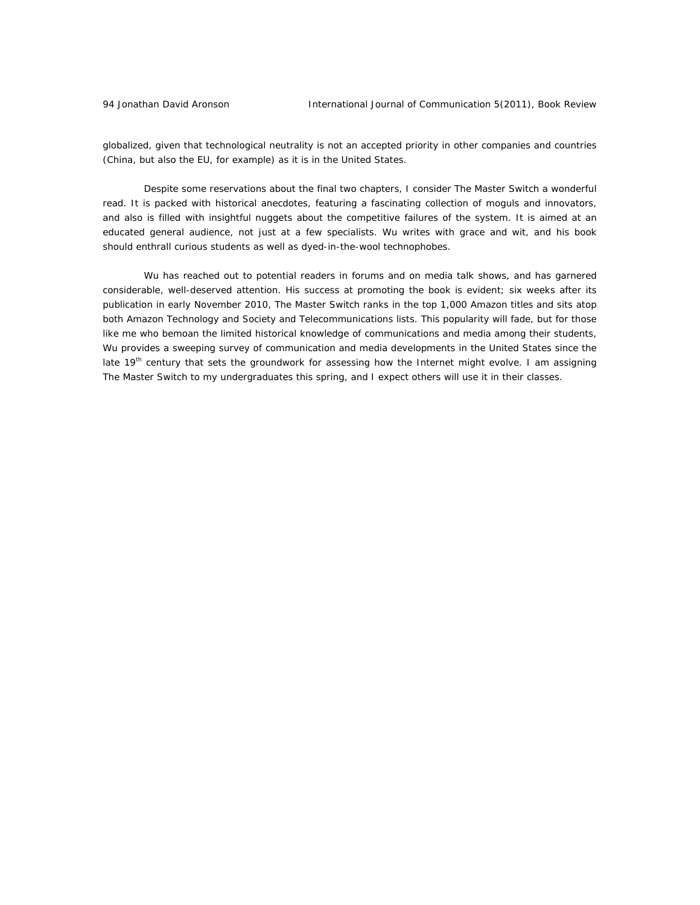globalized, given that technological neutrality is not an accepted priority in other companies and countries (China, but also the EU, for example) as it is in the United States.

Despite some reservations about the final two chapters, I consider The Master Switch a wonderful read. It is packed with historical anecdotes, featuring a fascinating collection of moguls and innovators, and also is filled with insightful nuggets about the competitive failures of the system. It is aimed at an educated general audience, not just at a few specialists. Wu writes with grace and wit, and his book should enthrall curious students as well as dyed-in-the-wool technophobes.

Wu has reached out to potential readers in forums and on media talk shows, and has garnered considerable, well-deserved attention. His success at promoting the book is evident; six weeks after its publication in early November 2010, The Master Switch ranks in the top 1,000 Amazon titles and sits atop both Amazon Technology and Society and Telecommunications lists. This popularity will fade, but for those like me who bemoan the limited historical knowledge of communications and media among their students, Wu provides a sweeping survey of communication and media developments in the United States since the late 19th century that sets the groundwork for assessing how the Internet might evolve. I am assigning The Master Switch to my undergraduates this spring, and I expect others will use it in their classes.